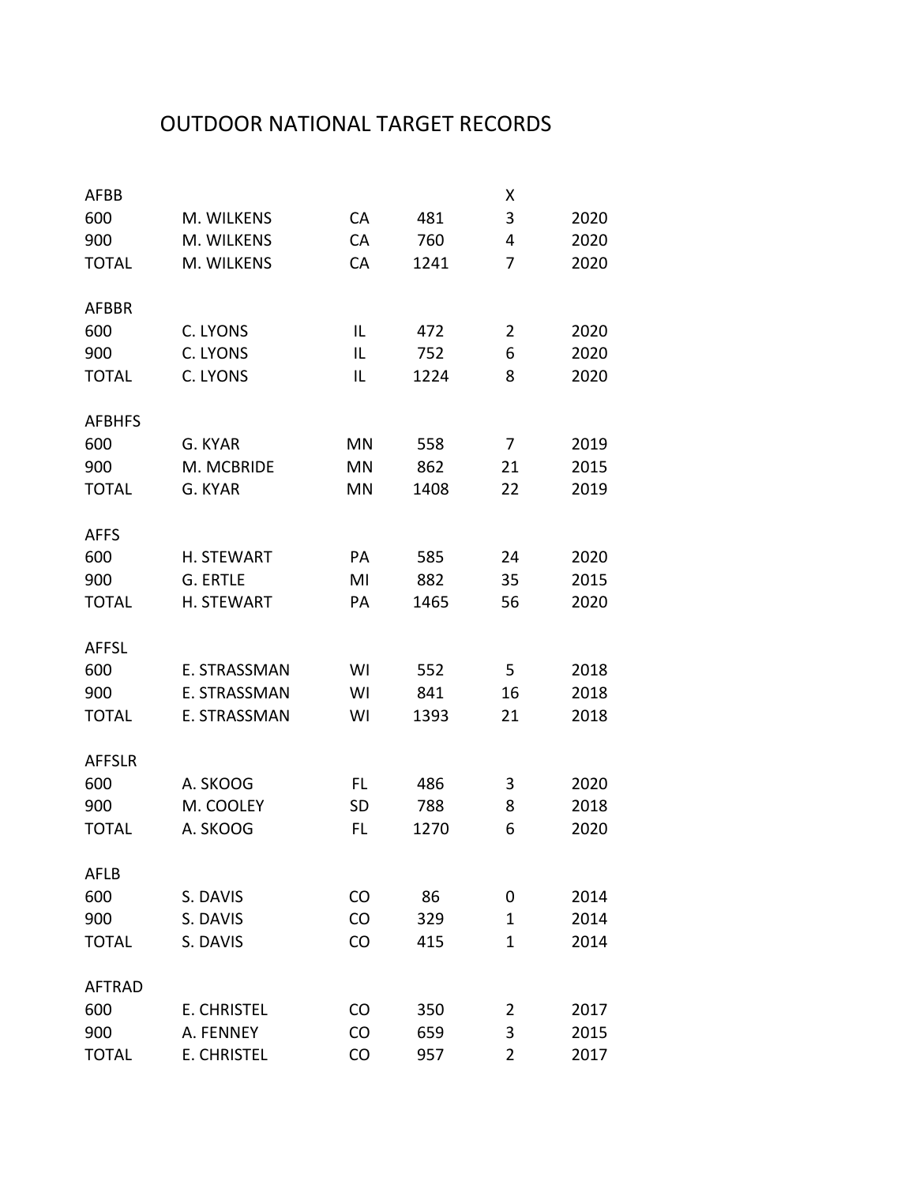# OUTDOOR NATIONAL TARGET RECORDS

| | | | | X | |
|---|---|---|---|---|---|
| **AFBB** | | | | | |
| 600 | M. WILKENS | CA | 481 | 3 | 2020 |
| 900 | M. WILKENS | CA | 760 | 4 | 2020 |
| TOTAL | M. WILKENS | CA | 1241 | 7 | 2020 |
| | | | | | |
| **AFBBR** | | | | | |
| 600 | C. LYONS | IL | 472 | 2 | 2020 |
| 900 | C. LYONS | IL | 752 | 6 | 2020 |
| TOTAL | C. LYONS | IL | 1224 | 8 | 2020 |
| | | | | | |
| **AFBHFS** | | | | | |
| 600 | G. KYAR | MN | 558 | 7 | 2019 |
| 900 | M. MCBRIDE | MN | 862 | 21 | 2015 |
| TOTAL | G. KYAR | MN | 1408 | 22 | 2019 |
| | | | | | |
| **AFFS** | | | | | |
| 600 | H. STEWART | PA | 585 | 24 | 2020 |
| 900 | G. ERTLE | MI | 882 | 35 | 2015 |
| TOTAL | H. STEWART | PA | 1465 | 56 | 2020 |
| | | | | | |
| **AFFSL** | | | | | |
| 600 | E. STRASSMAN | WI | 552 | 5 | 2018 |
| 900 | E. STRASSMAN | WI | 841 | 16 | 2018 |
| TOTAL | E. STRASSMAN | WI | 1393 | 21 | 2018 |
| | | | | | |
| **AFFSLR** | | | | | |
| 600 | A. SKOOG | FL | 486 | 3 | 2020 |
| 900 | M. COOLEY | SD | 788 | 8 | 2018 |
| TOTAL | A. SKOOG | FL | 1270 | 6 | 2020 |
| | | | | | |
| **AFLB** | | | | | |
| 600 | S. DAVIS | CO | 86 | 0 | 2014 |
| 900 | S. DAVIS | CO | 329 | 1 | 2014 |
| TOTAL | S. DAVIS | CO | 415 | 1 | 2014 |
| | | | | | |
| **AFTRAD** | | | | | |
| 600 | E. CHRISTEL | CO | 350 | 2 | 2017 |
| 900 | A. FENNEY | CO | 659 | 3 | 2015 |
| TOTAL | E. CHRISTEL | CO | 957 | 2 | 2017 |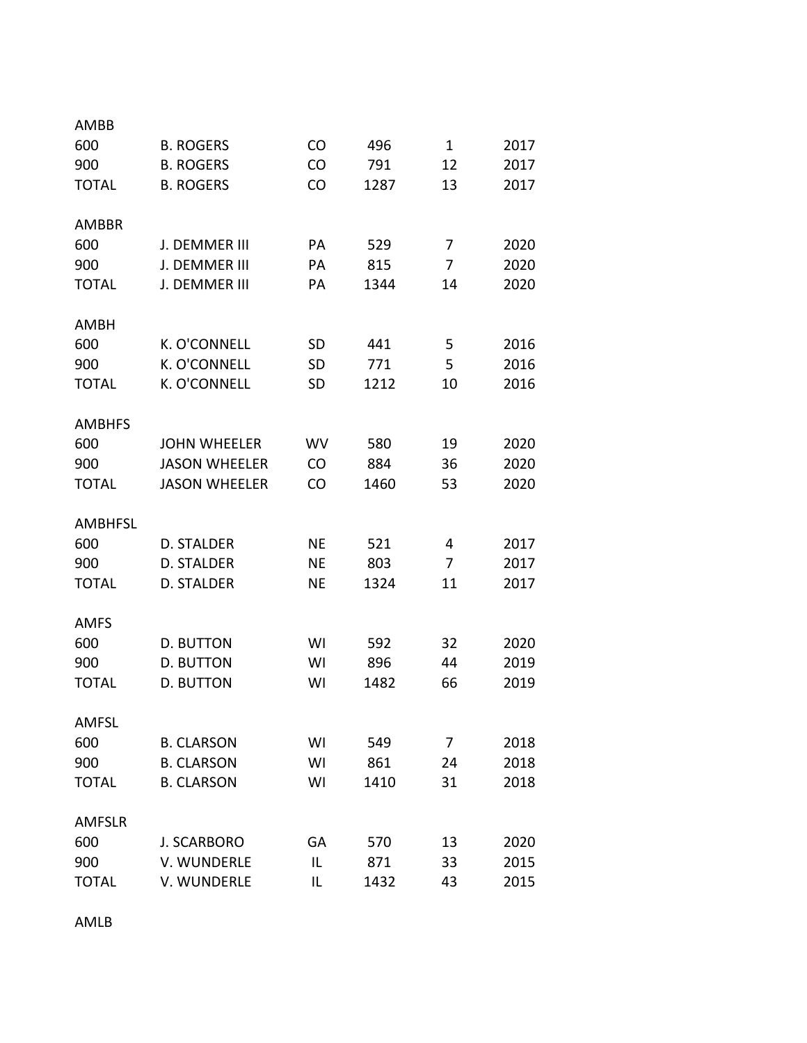AMBB

| | | | | | |
|---|---|---|---|---|---|
| 600 | B. ROGERS | CO | 496 | 1 | 2017 |
| 900 | B. ROGERS | CO | 791 | 12 | 2017 |
| TOTAL | B. ROGERS | CO | 1287 | 13 | 2017 |

AMBBR

| | | | | | |
|---|---|---|---|---|---|
| 600 | J. DEMMER III | PA | 529 | 7 | 2020 |
| 900 | J. DEMMER III | PA | 815 | 7 | 2020 |
| TOTAL | J. DEMMER III | PA | 1344 | 14 | 2020 |

AMBH

| | | | | | |
|---|---|---|---|---|---|
| 600 | K. O'CONNELL | SD | 441 | 5 | 2016 |
| 900 | K. O'CONNELL | SD | 771 | 5 | 2016 |
| TOTAL | K. O'CONNELL | SD | 1212 | 10 | 2016 |

AMBHFS

| | | | | | |
|---|---|---|---|---|---|
| 600 | JOHN WHEELER | WV | 580 | 19 | 2020 |
| 900 | JASON WHEELER | CO | 884 | 36 | 2020 |
| TOTAL | JASON WHEELER | CO | 1460 | 53 | 2020 |

AMBHFSL

| | | | | | |
|---|---|---|---|---|---|
| 600 | D. STALDER | NE | 521 | 4 | 2017 |
| 900 | D. STALDER | NE | 803 | 7 | 2017 |
| TOTAL | D. STALDER | NE | 1324 | 11 | 2017 |

AMFS

| | | | | | |
|---|---|---|---|---|---|
| 600 | D. BUTTON | WI | 592 | 32 | 2020 |
| 900 | D. BUTTON | WI | 896 | 44 | 2019 |
| TOTAL | D. BUTTON | WI | 1482 | 66 | 2019 |

AMFSL

| | | | | | |
|---|---|---|---|---|---|
| 600 | B. CLARSON | WI | 549 | 7 | 2018 |
| 900 | B. CLARSON | WI | 861 | 24 | 2018 |
| TOTAL | B. CLARSON | WI | 1410 | 31 | 2018 |

AMFSLR

| | | | | | |
|---|---|---|---|---|---|
| 600 | J. SCARBORO | GA | 570 | 13 | 2020 |
| 900 | V. WUNDERLE | IL | 871 | 33 | 2015 |
| TOTAL | V. WUNDERLE | IL | 1432 | 43 | 2015 |

AMLB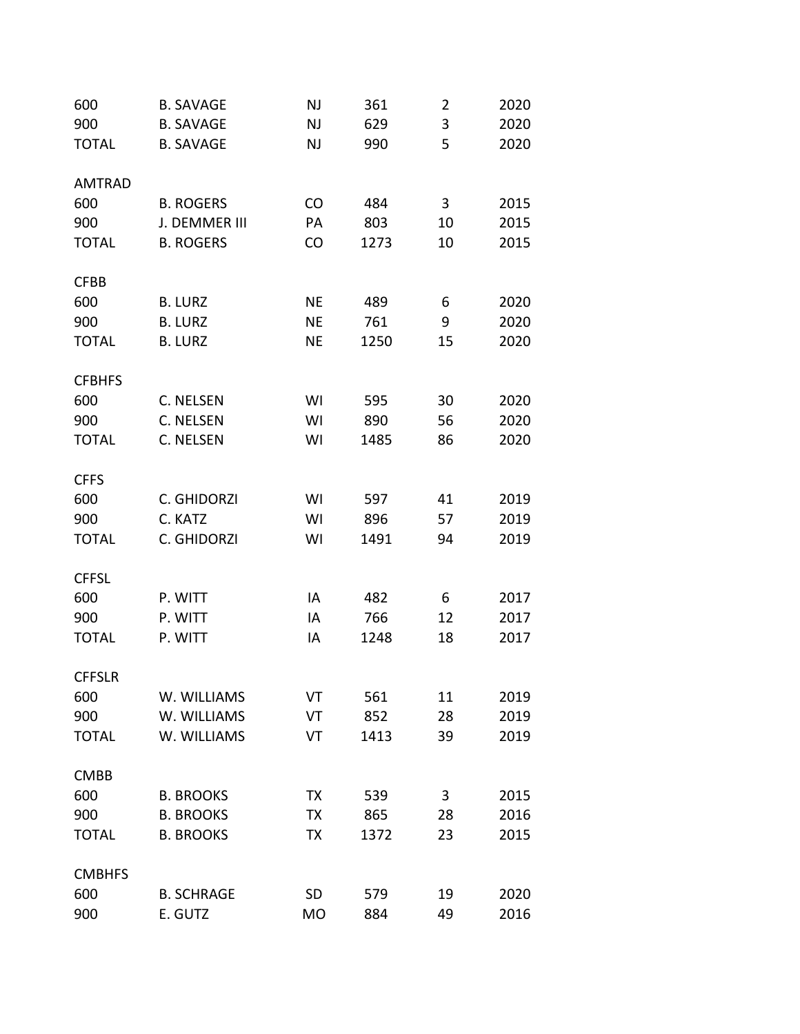| | | | | | |
|---|---|---|---|---|---|
| 600 | B. SAVAGE | NJ | 361 | 2 | 2020 |
| 900 | B. SAVAGE | NJ | 629 | 3 | 2020 |
| TOTAL | B. SAVAGE | NJ | 990 | 5 | 2020 |
| | | | | | |
| AMTRAD | | | | | |
| 600 | B. ROGERS | CO | 484 | 3 | 2015 |
| 900 | J. DEMMER III | PA | 803 | 10 | 2015 |
| TOTAL | B. ROGERS | CO | 1273 | 10 | 2015 |
| | | | | | |
| CFBB | | | | | |
| 600 | B. LURZ | NE | 489 | 6 | 2020 |
| 900 | B. LURZ | NE | 761 | 9 | 2020 |
| TOTAL | B. LURZ | NE | 1250 | 15 | 2020 |
| | | | | | |
| CFBHFS | | | | | |
| 600 | C. NELSEN | WI | 595 | 30 | 2020 |
| 900 | C. NELSEN | WI | 890 | 56 | 2020 |
| TOTAL | C. NELSEN | WI | 1485 | 86 | 2020 |
| | | | | | |
| CFFS | | | | | |
| 600 | C. GHIDORZI | WI | 597 | 41 | 2019 |
| 900 | C. KATZ | WI | 896 | 57 | 2019 |
| TOTAL | C. GHIDORZI | WI | 1491 | 94 | 2019 |
| | | | | | |
| CFFSL | | | | | |
| 600 | P. WITT | IA | 482 | 6 | 2017 |
| 900 | P. WITT | IA | 766 | 12 | 2017 |
| TOTAL | P. WITT | IA | 1248 | 18 | 2017 |
| | | | | | |
| CFFSLR | | | | | |
| 600 | W. WILLIAMS | VT | 561 | 11 | 2019 |
| 900 | W. WILLIAMS | VT | 852 | 28 | 2019 |
| TOTAL | W. WILLIAMS | VT | 1413 | 39 | 2019 |
| | | | | | |
| CMBB | | | | | |
| 600 | B. BROOKS | TX | 539 | 3 | 2015 |
| 900 | B. BROOKS | TX | 865 | 28 | 2016 |
| TOTAL | B. BROOKS | TX | 1372 | 23 | 2015 |
| | | | | | |
| CMBHFS | | | | | |
| 600 | B. SCHRAGE | SD | 579 | 19 | 2020 |
| 900 | E. GUTZ | MO | 884 | 49 | 2016 |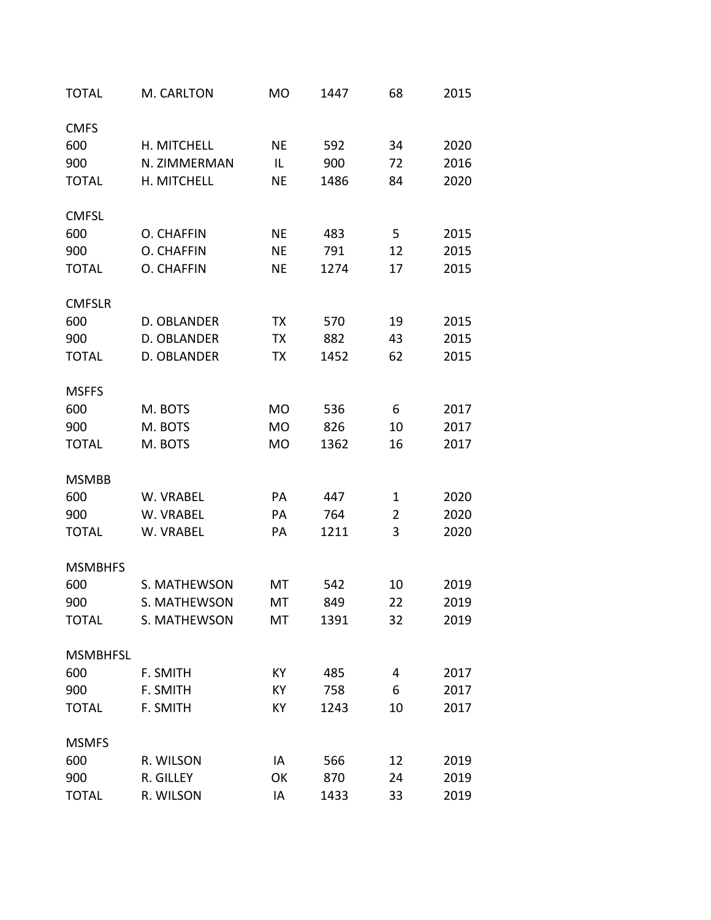| | | | | | |
|---|---|---|---|---|---|
| TOTAL | M. CARLTON | MO | 1447 | 68 | 2015 |
| | | | | | |
| CMFS | | | | | |
| 600 | H. MITCHELL | NE | 592 | 34 | 2020 |
| 900 | N. ZIMMERMAN | IL | 900 | 72 | 2016 |
| TOTAL | H. MITCHELL | NE | 1486 | 84 | 2020 |
| | | | | | |
| CMFSL | | | | | |
| 600 | O. CHAFFIN | NE | 483 | 5 | 2015 |
| 900 | O. CHAFFIN | NE | 791 | 12 | 2015 |
| TOTAL | O. CHAFFIN | NE | 1274 | 17 | 2015 |
| | | | | | |
| CMFSLR | | | | | |
| 600 | D. OBLANDER | TX | 570 | 19 | 2015 |
| 900 | D. OBLANDER | TX | 882 | 43 | 2015 |
| TOTAL | D. OBLANDER | TX | 1452 | 62 | 2015 |
| | | | | | |
| MSFFS | | | | | |
| 600 | M. BOTS | MO | 536 | 6 | 2017 |
| 900 | M. BOTS | MO | 826 | 10 | 2017 |
| TOTAL | M. BOTS | MO | 1362 | 16 | 2017 |
| | | | | | |
| MSMBB | | | | | |
| 600 | W. VRABEL | PA | 447 | 1 | 2020 |
| 900 | W. VRABEL | PA | 764 | 2 | 2020 |
| TOTAL | W. VRABEL | PA | 1211 | 3 | 2020 |
| | | | | | |
| MSMBHFS | | | | | |
| 600 | S. MATHEWSON | MT | 542 | 10 | 2019 |
| 900 | S. MATHEWSON | MT | 849 | 22 | 2019 |
| TOTAL | S. MATHEWSON | MT | 1391 | 32 | 2019 |
| | | | | | |
| MSMBHFSL | | | | | |
| 600 | F. SMITH | KY | 485 | 4 | 2017 |
| 900 | F. SMITH | KY | 758 | 6 | 2017 |
| TOTAL | F. SMITH | KY | 1243 | 10 | 2017 |
| | | | | | |
| MSMFS | | | | | |
| 600 | R. WILSON | IA | 566 | 12 | 2019 |
| 900 | R. GILLEY | OK | 870 | 24 | 2019 |
| TOTAL | R. WILSON | IA | 1433 | 33 | 2019 |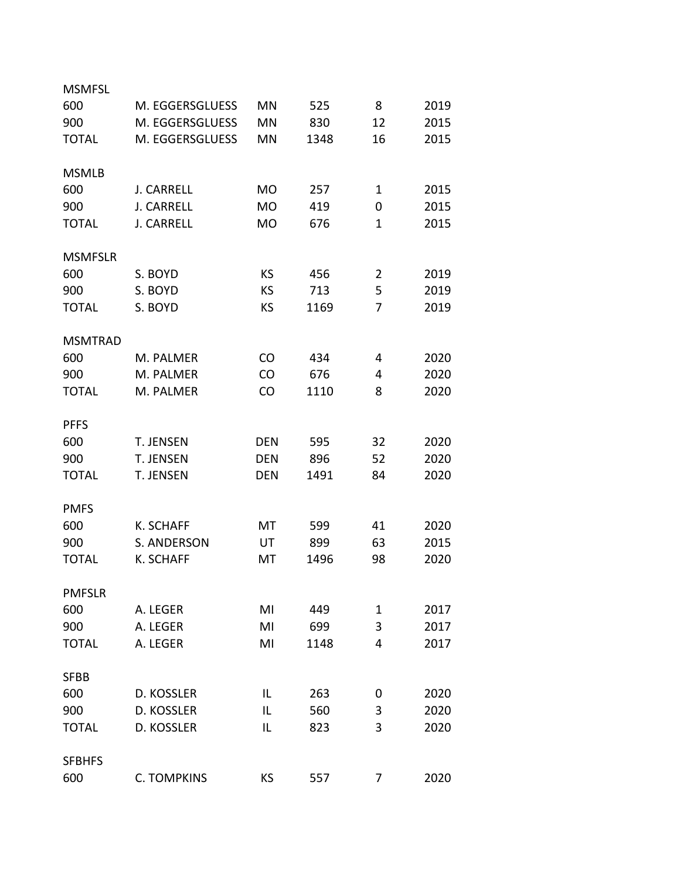| MSMFSL | | | | | |
|---|---|---|---|---|---|
| 600 | M. EGGERSGLUESS | MN | 525 | 8 | 2019 |
| 900 | M. EGGERSGLUESS | MN | 830 | 12 | 2015 |
| TOTAL | M. EGGERSGLUESS | MN | 1348 | 16 | 2015 |
| | | | | | |
| MSMLB | | | | | |
| 600 | J. CARRELL | MO | 257 | 1 | 2015 |
| 900 | J. CARRELL | MO | 419 | 0 | 2015 |
| TOTAL | J. CARRELL | MO | 676 | 1 | 2015 |
| | | | | | |
| MSMFSLR | | | | | |
| 600 | S. BOYD | KS | 456 | 2 | 2019 |
| 900 | S. BOYD | KS | 713 | 5 | 2019 |
| TOTAL | S. BOYD | KS | 1169 | 7 | 2019 |
| | | | | | |
| MSMTRAD | | | | | |
| 600 | M. PALMER | CO | 434 | 4 | 2020 |
| 900 | M. PALMER | CO | 676 | 4 | 2020 |
| TOTAL | M. PALMER | CO | 1110 | 8 | 2020 |
| | | | | | |
| PFFS | | | | | |
| 600 | T. JENSEN | DEN | 595 | 32 | 2020 |
| 900 | T. JENSEN | DEN | 896 | 52 | 2020 |
| TOTAL | T. JENSEN | DEN | 1491 | 84 | 2020 |
| | | | | | |
| PMFS | | | | | |
| 600 | K. SCHAFF | MT | 599 | 41 | 2020 |
| 900 | S. ANDERSON | UT | 899 | 63 | 2015 |
| TOTAL | K. SCHAFF | MT | 1496 | 98 | 2020 |
| | | | | | |
| PMFSLR | | | | | |
| 600 | A. LEGER | MI | 449 | 1 | 2017 |
| 900 | A. LEGER | MI | 699 | 3 | 2017 |
| TOTAL | A. LEGER | MI | 1148 | 4 | 2017 |
| | | | | | |
| SFBB | | | | | |
| 600 | D. KOSSLER | IL | 263 | 0 | 2020 |
| 900 | D. KOSSLER | IL | 560 | 3 | 2020 |
| TOTAL | D. KOSSLER | IL | 823 | 3 | 2020 |
| | | | | | |
| SFBHFS | | | | | |
| 600 | C. TOMPKINS | KS | 557 | 7 | 2020 |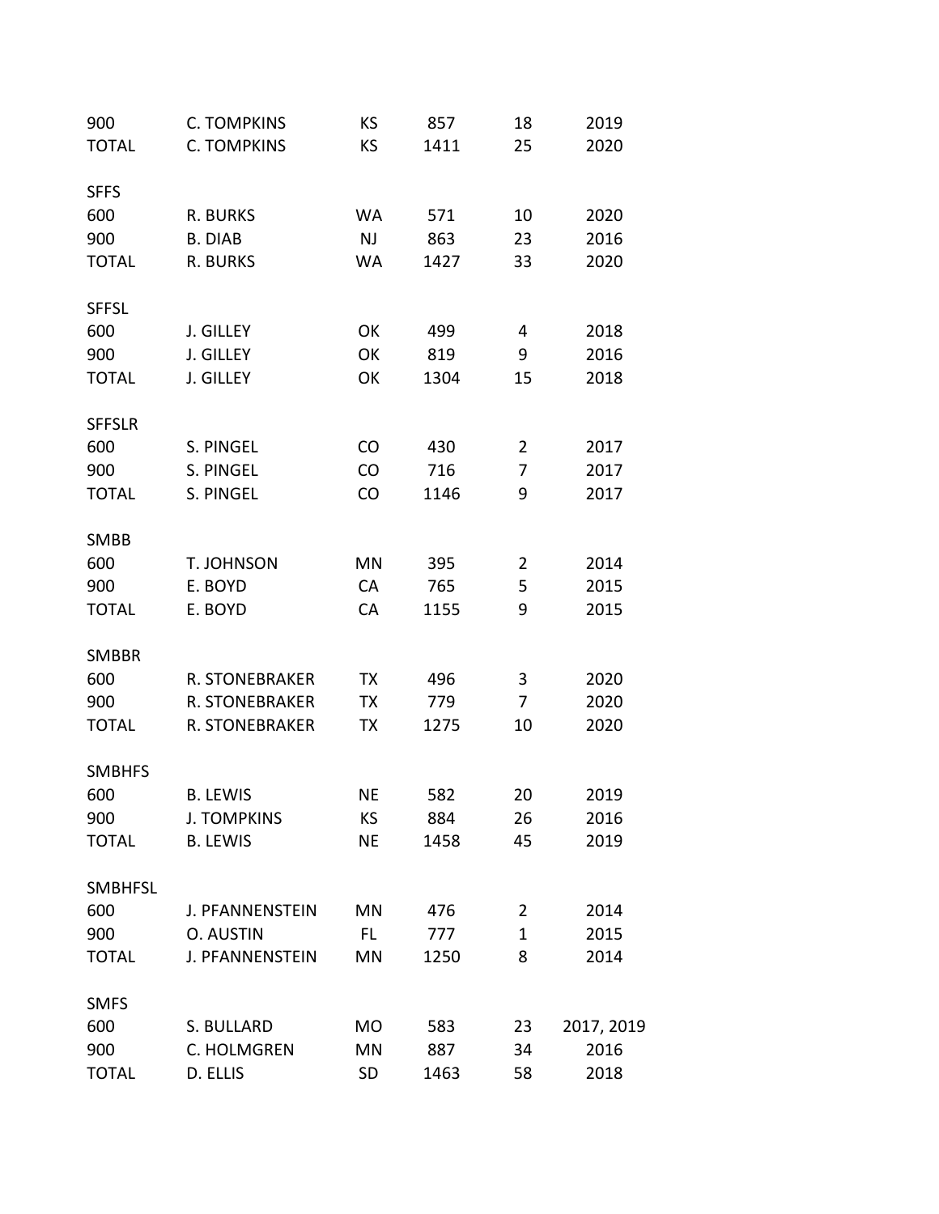| | | | | | |
|---|---|---|---|---|---|
| 900 | C. TOMPKINS | KS | 857 | 18 | 2019 |
| TOTAL | C. TOMPKINS | KS | 1411 | 25 | 2020 |

| SFFS | | | | | |
|---|---|---|---|---|---|
| 600 | R. BURKS | WA | 571 | 10 | 2020 |
| 900 | B. DIAB | NJ | 863 | 23 | 2016 |
| TOTAL | R. BURKS | WA | 1427 | 33 | 2020 |

| SFFSL | | | | | |
|---|---|---|---|---|---|
| 600 | J. GILLEY | OK | 499 | 4 | 2018 |
| 900 | J. GILLEY | OK | 819 | 9 | 2016 |
| TOTAL | J. GILLEY | OK | 1304 | 15 | 2018 |

| SFFSLR | | | | | |
|---|---|---|---|---|---|
| 600 | S. PINGEL | CO | 430 | 2 | 2017 |
| 900 | S. PINGEL | CO | 716 | 7 | 2017 |
| TOTAL | S. PINGEL | CO | 1146 | 9 | 2017 |

| SMBB | | | | | |
|---|---|---|---|---|---|
| 600 | T. JOHNSON | MN | 395 | 2 | 2014 |
| 900 | E. BOYD | CA | 765 | 5 | 2015 |
| TOTAL | E. BOYD | CA | 1155 | 9 | 2015 |

| SMBBR | | | | | |
|---|---|---|---|---|---|
| 600 | R. STONEBRAKER | TX | 496 | 3 | 2020 |
| 900 | R. STONEBRAKER | TX | 779 | 7 | 2020 |
| TOTAL | R. STONEBRAKER | TX | 1275 | 10 | 2020 |

| SMBHFS | | | | | |
|---|---|---|---|---|---|
| 600 | B. LEWIS | NE | 582 | 20 | 2019 |
| 900 | J. TOMPKINS | KS | 884 | 26 | 2016 |
| TOTAL | B. LEWIS | NE | 1458 | 45 | 2019 |

| SMBHFSL | | | | | |
|---|---|---|---|---|---|
| 600 | J. PFANNENSTEIN | MN | 476 | 2 | 2014 |
| 900 | O. AUSTIN | FL | 777 | 1 | 2015 |
| TOTAL | J. PFANNENSTEIN | MN | 1250 | 8 | 2014 |

| SMFS | | | | | |
|---|---|---|---|---|---|
| 600 | S. BULLARD | MO | 583 | 23 | 2017, 2019 |
| 900 | C. HOLMGREN | MN | 887 | 34 | 2016 |
| TOTAL | D. ELLIS | SD | 1463 | 58 | 2018 |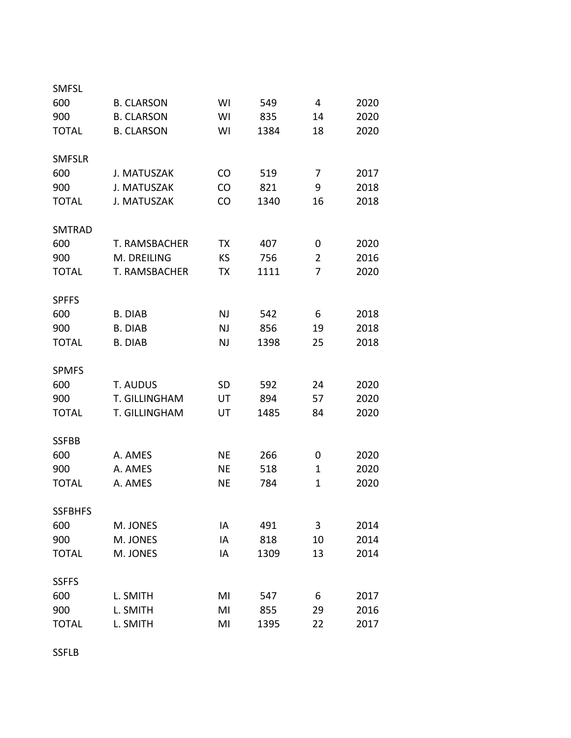SMFSL

| | | | | | |
|---|---|---|---|---|---|
| 600 | B. CLARSON | WI | 549 | 4 | 2020 |
| 900 | B. CLARSON | WI | 835 | 14 | 2020 |
| TOTAL | B. CLARSON | WI | 1384 | 18 | 2020 |

SMFSLR

| | | | | | |
|---|---|---|---|---|---|
| 600 | J. MATUSZAK | CO | 519 | 7 | 2017 |
| 900 | J. MATUSZAK | CO | 821 | 9 | 2018 |
| TOTAL | J. MATUSZAK | CO | 1340 | 16 | 2018 |

SMTRAD

| | | | | | |
|---|---|---|---|---|---|
| 600 | T. RAMSBACHER | TX | 407 | 0 | 2020 |
| 900 | M. DREILING | KS | 756 | 2 | 2016 |
| TOTAL | T. RAMSBACHER | TX | 1111 | 7 | 2020 |

SPFFS

| | | | | | |
|---|---|---|---|---|---|
| 600 | B. DIAB | NJ | 542 | 6 | 2018 |
| 900 | B. DIAB | NJ | 856 | 19 | 2018 |
| TOTAL | B. DIAB | NJ | 1398 | 25 | 2018 |

SPMFS

| | | | | | |
|---|---|---|---|---|---|
| 600 | T. AUDUS | SD | 592 | 24 | 2020 |
| 900 | T. GILLINGHAM | UT | 894 | 57 | 2020 |
| TOTAL | T. GILLINGHAM | UT | 1485 | 84 | 2020 |

SSFBB

| | | | | | |
|---|---|---|---|---|---|
| 600 | A. AMES | NE | 266 | 0 | 2020 |
| 900 | A. AMES | NE | 518 | 1 | 2020 |
| TOTAL | A. AMES | NE | 784 | 1 | 2020 |

SSFBHFS

| | | | | | |
|---|---|---|---|---|---|
| 600 | M. JONES | IA | 491 | 3 | 2014 |
| 900 | M. JONES | IA | 818 | 10 | 2014 |
| TOTAL | M. JONES | IA | 1309 | 13 | 2014 |

SSFFS

| | | | | | |
|---|---|---|---|---|---|
| 600 | L. SMITH | MI | 547 | 6 | 2017 |
| 900 | L. SMITH | MI | 855 | 29 | 2016 |
| TOTAL | L. SMITH | MI | 1395 | 22 | 2017 |

SSFLB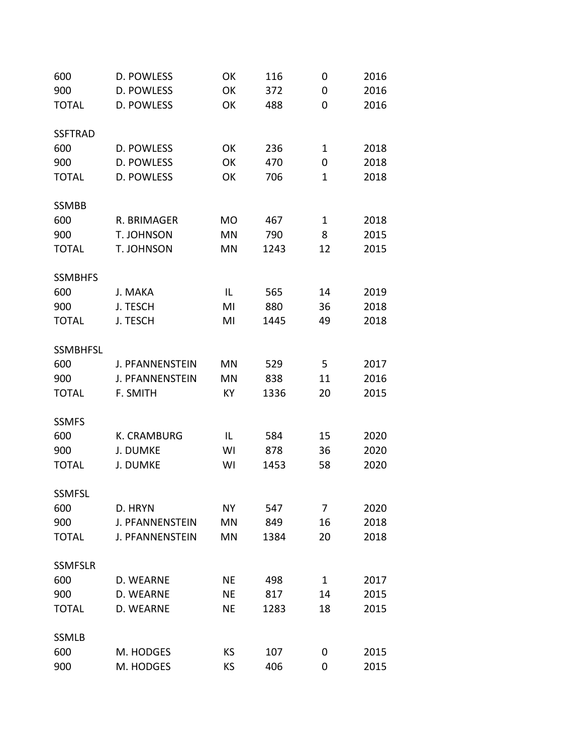| | | | | | |
|---|---|---|---|---|---|
| 600 | D. POWLESS | OK | 116 | 0 | 2016 |
| 900 | D. POWLESS | OK | 372 | 0 | 2016 |
| TOTAL | D. POWLESS | OK | 488 | 0 | 2016 |
| | | | | | |
| SSFTRAD | | | | | |
| 600 | D. POWLESS | OK | 236 | 1 | 2018 |
| 900 | D. POWLESS | OK | 470 | 0 | 2018 |
| TOTAL | D. POWLESS | OK | 706 | 1 | 2018 |
| | | | | | |
| SSMBB | | | | | |
| 600 | R. BRIMAGER | MO | 467 | 1 | 2018 |
| 900 | T. JOHNSON | MN | 790 | 8 | 2015 |
| TOTAL | T. JOHNSON | MN | 1243 | 12 | 2015 |
| | | | | | |
| SSMBHFS | | | | | |
| 600 | J. MAKA | IL | 565 | 14 | 2019 |
| 900 | J. TESCH | MI | 880 | 36 | 2018 |
| TOTAL | J. TESCH | MI | 1445 | 49 | 2018 |
| | | | | | |
| SSMBHFSL | | | | | |
| 600 | J. PFANNENSTEIN | MN | 529 | 5 | 2017 |
| 900 | J. PFANNENSTEIN | MN | 838 | 11 | 2016 |
| TOTAL | F. SMITH | KY | 1336 | 20 | 2015 |
| | | | | | |
| SSMFS | | | | | |
| 600 | K. CRAMBURG | IL | 584 | 15 | 2020 |
| 900 | J. DUMKE | WI | 878 | 36 | 2020 |
| TOTAL | J. DUMKE | WI | 1453 | 58 | 2020 |
| | | | | | |
| SSMFSL | | | | | |
| 600 | D. HRYN | NY | 547 | 7 | 2020 |
| 900 | J. PFANNENSTEIN | MN | 849 | 16 | 2018 |
| TOTAL | J. PFANNENSTEIN | MN | 1384 | 20 | 2018 |
| | | | | | |
| SSMFSLR | | | | | |
| 600 | D. WEARNE | NE | 498 | 1 | 2017 |
| 900 | D. WEARNE | NE | 817 | 14 | 2015 |
| TOTAL | D. WEARNE | NE | 1283 | 18 | 2015 |
| | | | | | |
| SSMLB | | | | | |
| 600 | M. HODGES | KS | 107 | 0 | 2015 |
| 900 | M. HODGES | KS | 406 | 0 | 2015 |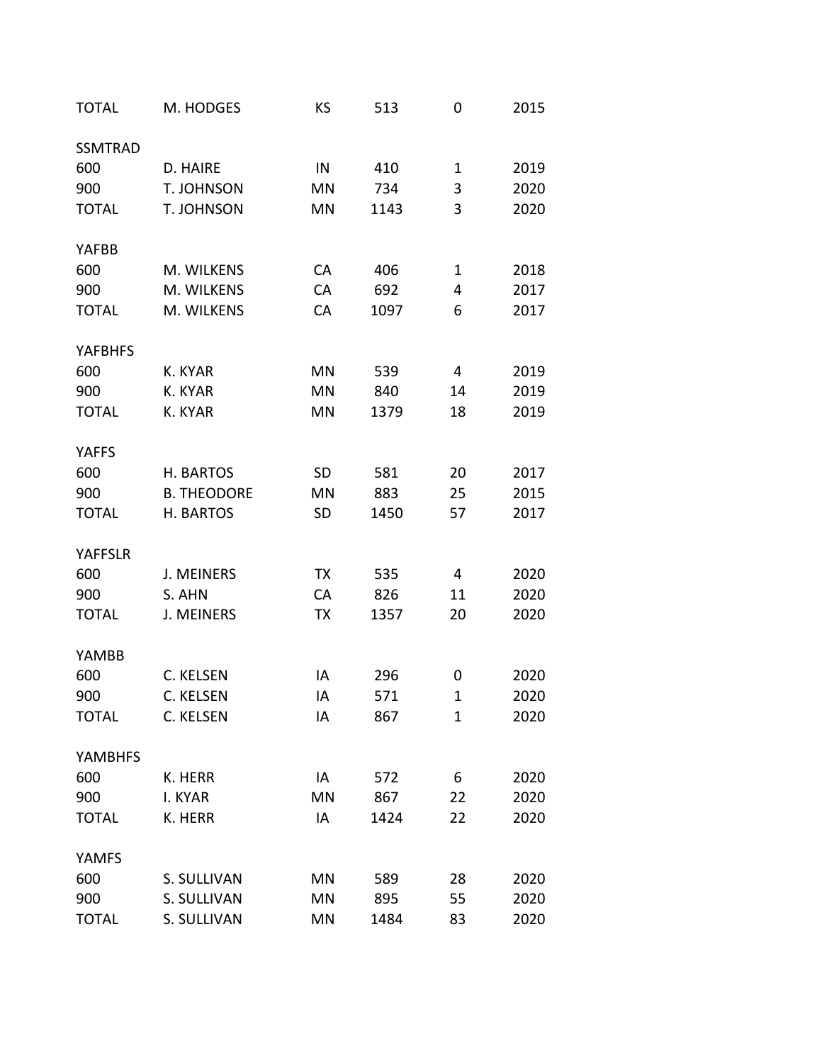| | | | | | |
|---|---|---|---|---|---|
| TOTAL | M. HODGES | KS | 513 | 0 | 2015 |
| | | | | | |
| SSMTRAD | | | | | |
| 600 | D. HAIRE | IN | 410 | 1 | 2019 |
| 900 | T. JOHNSON | MN | 734 | 3 | 2020 |
| TOTAL | T. JOHNSON | MN | 1143 | 3 | 2020 |
| | | | | | |
| YAFBB | | | | | |
| 600 | M. WILKENS | CA | 406 | 1 | 2018 |
| 900 | M. WILKENS | CA | 692 | 4 | 2017 |
| TOTAL | M. WILKENS | CA | 1097 | 6 | 2017 |
| | | | | | |
| YAFBHFS | | | | | |
| 600 | K. KYAR | MN | 539 | 4 | 2019 |
| 900 | K. KYAR | MN | 840 | 14 | 2019 |
| TOTAL | K. KYAR | MN | 1379 | 18 | 2019 |
| | | | | | |
| YAFFS | | | | | |
| 600 | H. BARTOS | SD | 581 | 20 | 2017 |
| 900 | B. THEODORE | MN | 883 | 25 | 2015 |
| TOTAL | H. BARTOS | SD | 1450 | 57 | 2017 |
| | | | | | |
| YAFFSLR | | | | | |
| 600 | J. MEINERS | TX | 535 | 4 | 2020 |
| 900 | S. AHN | CA | 826 | 11 | 2020 |
| TOTAL | J. MEINERS | TX | 1357 | 20 | 2020 |
| | | | | | |
| YAMBB | | | | | |
| 600 | C. KELSEN | IA | 296 | 0 | 2020 |
| 900 | C. KELSEN | IA | 571 | 1 | 2020 |
| TOTAL | C. KELSEN | IA | 867 | 1 | 2020 |
| | | | | | |
| YAMBHFS | | | | | |
| 600 | K. HERR | IA | 572 | 6 | 2020 |
| 900 | I. KYAR | MN | 867 | 22 | 2020 |
| TOTAL | K. HERR | IA | 1424 | 22 | 2020 |
| | | | | | |
| YAMFS | | | | | |
| 600 | S. SULLIVAN | MN | 589 | 28 | 2020 |
| 900 | S. SULLIVAN | MN | 895 | 55 | 2020 |
| TOTAL | S. SULLIVAN | MN | 1484 | 83 | 2020 |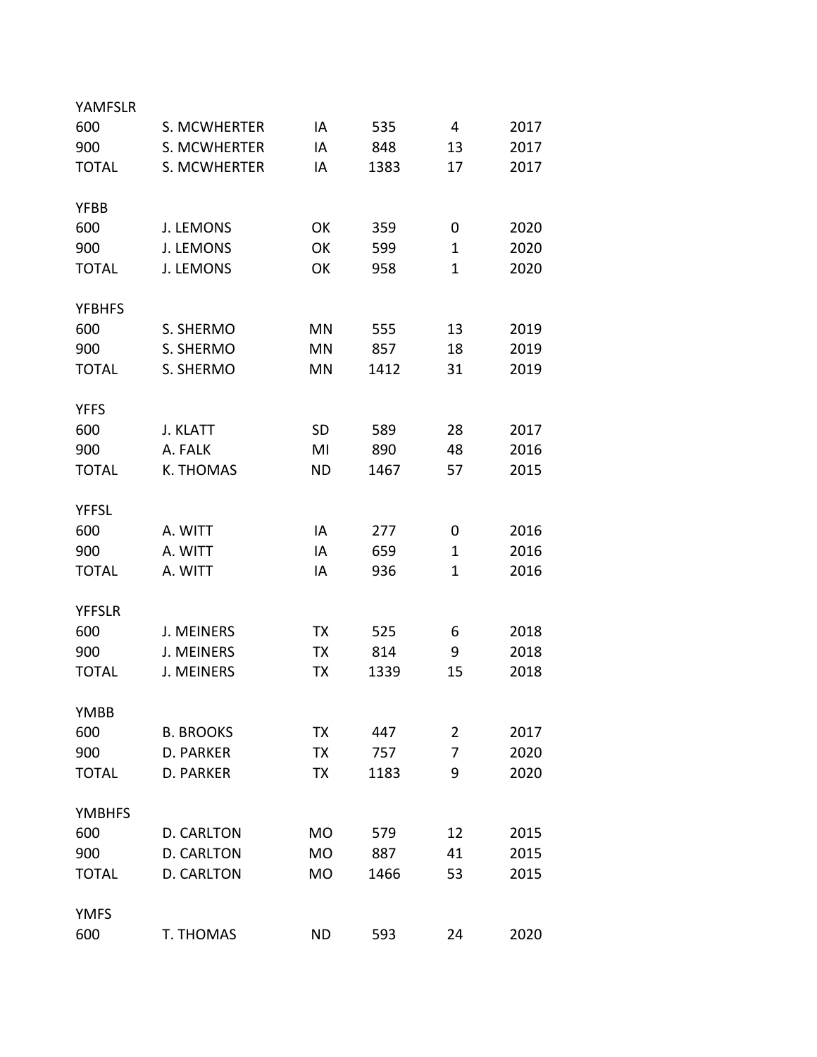YAMFSLR

| | | | | | |
|---|---|---|---|---|---|
| 600 | S. MCWHERTER | IA | 535 | 4 | 2017 |
| 900 | S. MCWHERTER | IA | 848 | 13 | 2017 |
| TOTAL | S. MCWHERTER | IA | 1383 | 17 | 2017 |

YFBB

| | | | | | |
|---|---|---|---|---|---|
| 600 | J. LEMONS | OK | 359 | 0 | 2020 |
| 900 | J. LEMONS | OK | 599 | 1 | 2020 |
| TOTAL | J. LEMONS | OK | 958 | 1 | 2020 |

YFBHFS

| | | | | | |
|---|---|---|---|---|---|
| 600 | S. SHERMO | MN | 555 | 13 | 2019 |
| 900 | S. SHERMO | MN | 857 | 18 | 2019 |
| TOTAL | S. SHERMO | MN | 1412 | 31 | 2019 |

YFFS

| | | | | | |
|---|---|---|---|---|---|
| 600 | J. KLATT | SD | 589 | 28 | 2017 |
| 900 | A. FALK | MI | 890 | 48 | 2016 |
| TOTAL | K. THOMAS | ND | 1467 | 57 | 2015 |

YFFSL

| | | | | | |
|---|---|---|---|---|---|
| 600 | A. WITT | IA | 277 | 0 | 2016 |
| 900 | A. WITT | IA | 659 | 1 | 2016 |
| TOTAL | A. WITT | IA | 936 | 1 | 2016 |

YFFSLR

| | | | | | |
|---|---|---|---|---|---|
| 600 | J. MEINERS | TX | 525 | 6 | 2018 |
| 900 | J. MEINERS | TX | 814 | 9 | 2018 |
| TOTAL | J. MEINERS | TX | 1339 | 15 | 2018 |

YMBB

| | | | | | |
|---|---|---|---|---|---|
| 600 | B. BROOKS | TX | 447 | 2 | 2017 |
| 900 | D. PARKER | TX | 757 | 7 | 2020 |
| TOTAL | D. PARKER | TX | 1183 | 9 | 2020 |

YMBHFS

| | | | | | |
|---|---|---|---|---|---|
| 600 | D. CARLTON | MO | 579 | 12 | 2015 |
| 900 | D. CARLTON | MO | 887 | 41 | 2015 |
| TOTAL | D. CARLTON | MO | 1466 | 53 | 2015 |

YMFS

| | | | | | |
|---|---|---|---|---|---|
| 600 | T. THOMAS | ND | 593 | 24 | 2020 |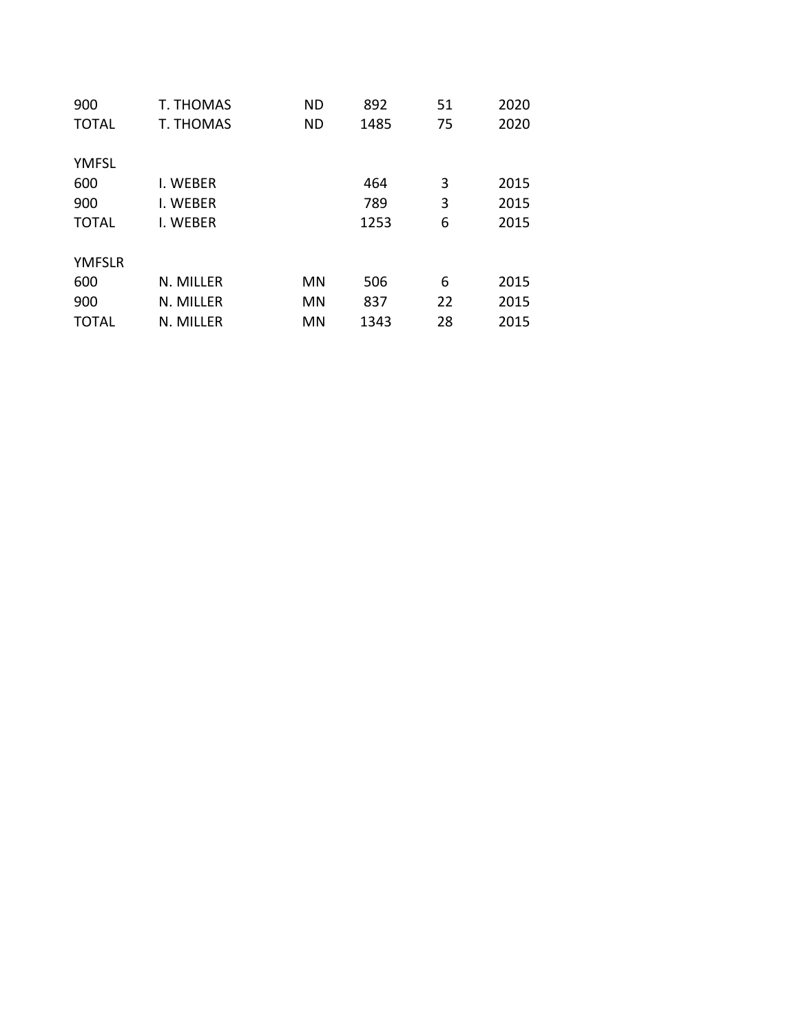| | | | | | |
|---|---|---|---|---|---|
| 900 | T. THOMAS | ND | 892 | 51 | 2020 |
| TOTAL | T. THOMAS | ND | 1485 | 75 | 2020 |
| | | | | | |
| YMFSL | | | | | |
| 600 | I. WEBER | | 464 | 3 | 2015 |
| 900 | I. WEBER | | 789 | 3 | 2015 |
| TOTAL | I. WEBER | | 1253 | 6 | 2015 |
| | | | | | |
| YMFSLR | | | | | |
| 600 | N. MILLER | MN | 506 | 6 | 2015 |
| 900 | N. MILLER | MN | 837 | 22 | 2015 |
| TOTAL | N. MILLER | MN | 1343 | 28 | 2015 |